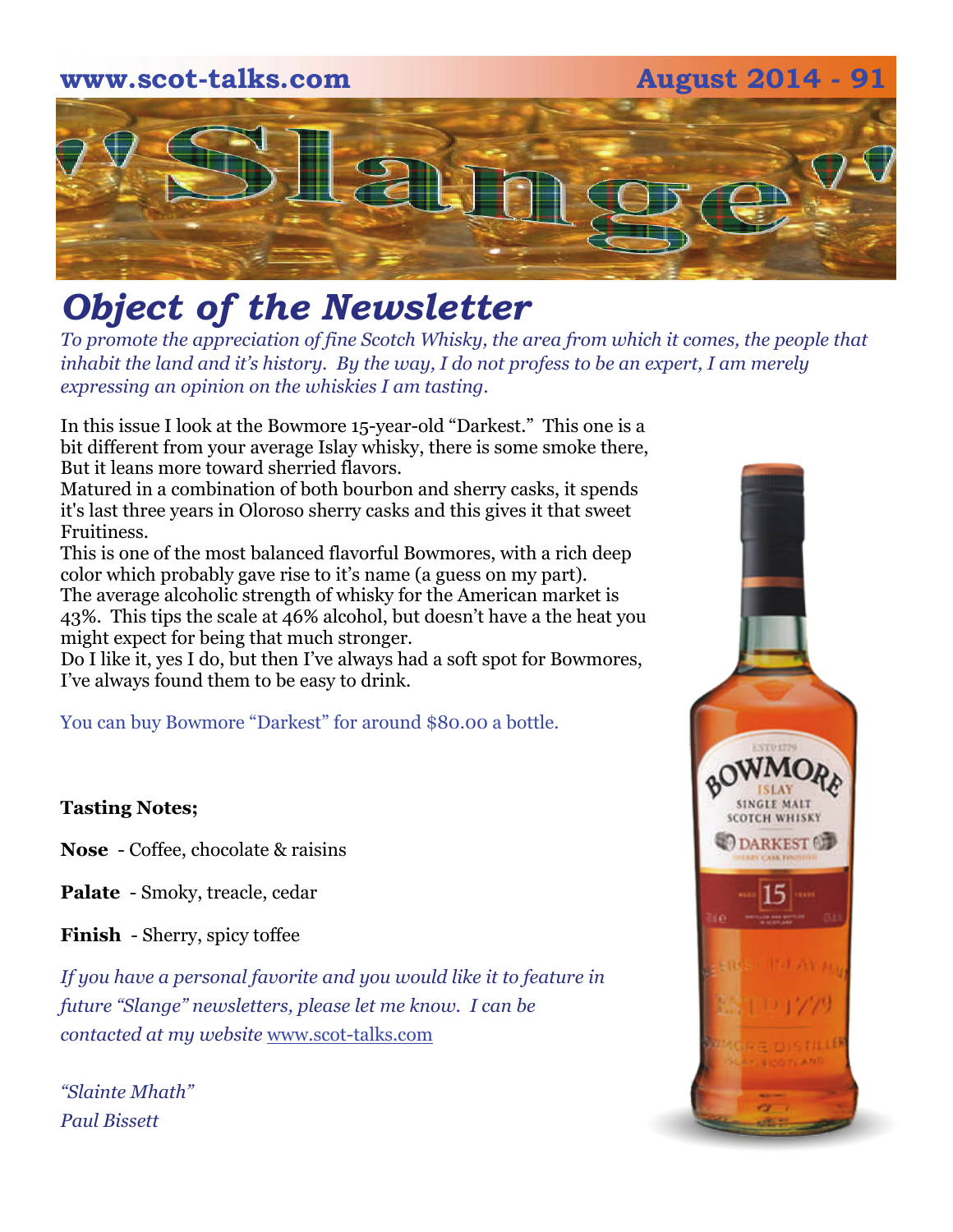www.scot-talks.com August 2014 - 91

# "Slange"

## *Object of the Newsletter*

*To promote the appreciation of fine Scotch Whisky, the area from which it comes, the people that inhabit the land and it's history. By the way, I do not profess to be an expert, I am merely expressing an opinion on the whiskies I am tasting.*

In this issue I look at the Bowmore 15-year-old "Darkest." This one is a bit different from your average Islay whisky, there is some smoke there, But it leans more toward sherried flavors.
Matured in a combination of both bourbon and sherry casks, it spends it's last three years in Oloroso sherry casks and this gives it that sweet Fruitiness.
This is one of the most balanced flavorful Bowmores, with a rich deep color which probably gave rise to it's name (a guess on my part).
The average alcoholic strength of whisky for the American market is 43%. This tips the scale at 46% alcohol, but doesn't have a the heat you might expect for being that much stronger.
Do I like it, yes I do, but then I've always had a soft spot for Bowmores, I've always found them to be easy to drink.

You can buy Bowmore "Darkest" for around $80.00 a bottle.

**Tasting Notes;**

**Nose** - Coffee, chocolate & raisins

**Palate** - Smoky, treacle, cedar

**Finish** - Sherry, spicy toffee

*If you have a personal favorite and you would like it to feature in future "Slange" newsletters, please let me know. I can be contacted at my website* www.scot-talks.com

*"Slainte Mhath"*
*Paul Bissett*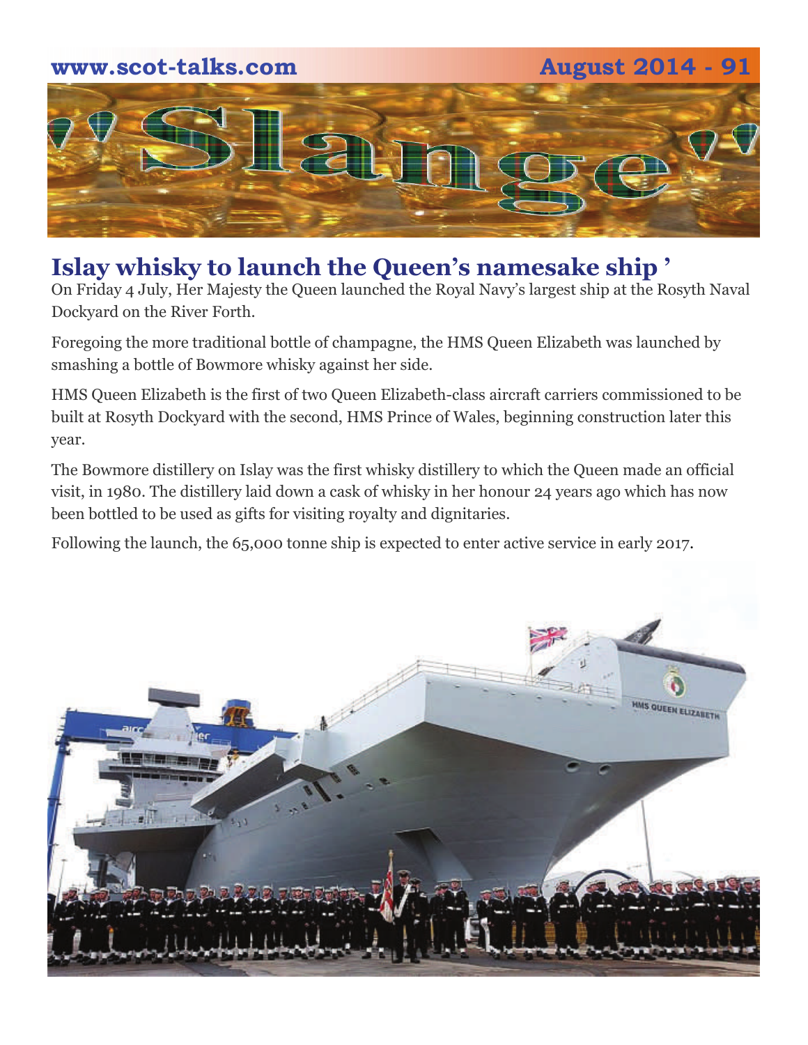## Islay whisky to launch the Queen's namesake ship '

On Friday 4 July, Her Majesty the Queen launched the Royal Navy's largest ship at the Rosyth Naval Dockyard on the River Forth.

Foregoing the more traditional bottle of champagne, the HMS Queen Elizabeth was launched by smashing a bottle of Bowmore whisky against her side.

HMS Queen Elizabeth is the first of two Queen Elizabeth-class aircraft carriers commissioned to be built at Rosyth Dockyard with the second, HMS Prince of Wales, beginning construction later this year.

The Bowmore distillery on Islay was the first whisky distillery to which the Queen made an official visit, in 1980. The distillery laid down a cask of whisky in her honour 24 years ago which has now been bottled to be used as gifts for visiting royalty and dignitaries.

Following the launch, the 65,000 tonne ship is expected to enter active service in early 2017.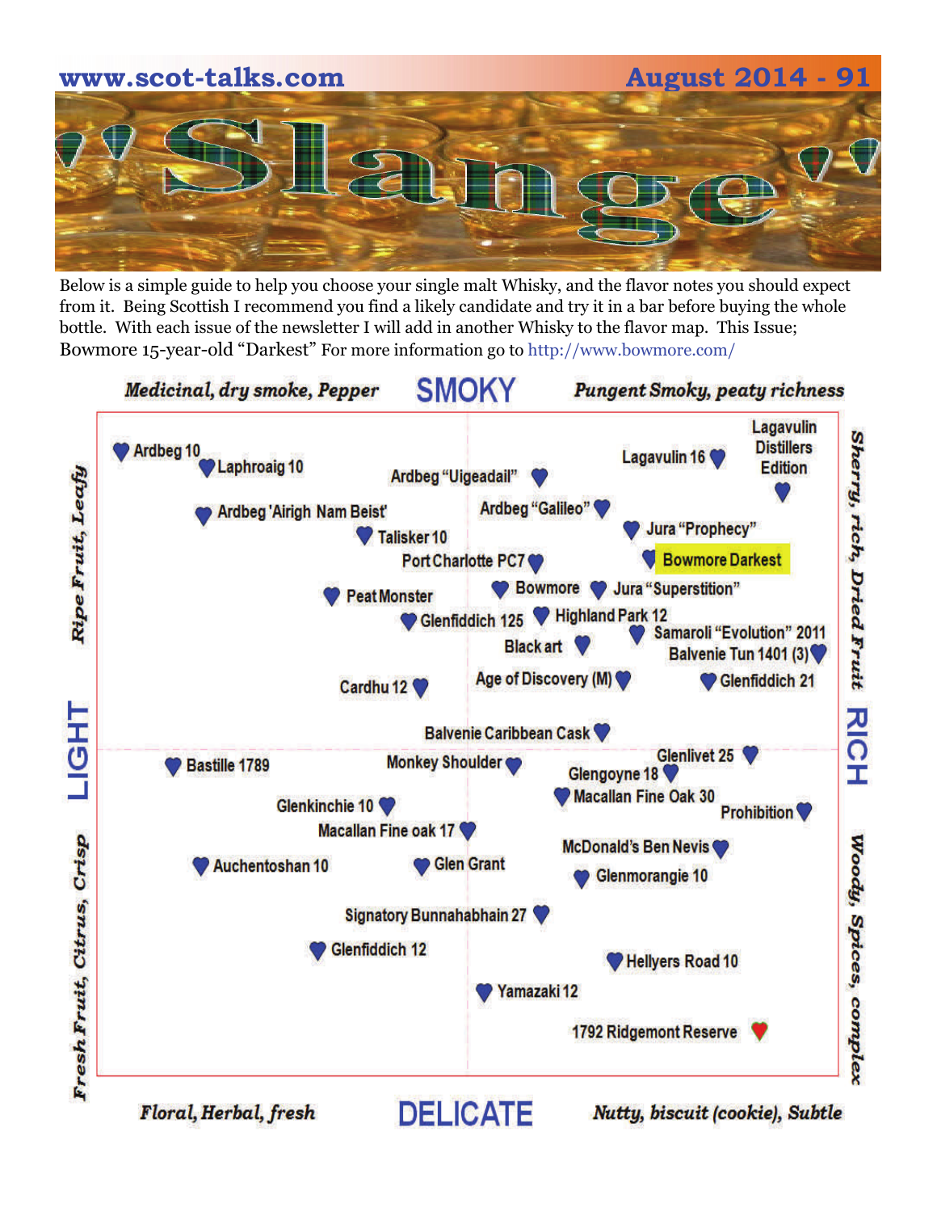# 'Slange'

Below is a simple guide to help you choose your single malt Whisky, and the flavor notes you should expect from it. Being Scottish I recommend you find a likely candidate and try it in a bar before buying the whole bottle. With each issue of the newsletter I will add in another Whisky to the flavor map. This Issue; Bowmore 15-year-old "Darkest" For more information go to http://www.bowmore.com/

*Medicinal, dry smoke, Pepper* — **SMOKY** — *Pungent Smoky, peaty richness*

**LIGHT** — *Ripe Fruit, Leafy* / *Fresh Fruit, Citrus, Crisp*

**RICH** — *Sherry, rich, Dried Fruit* / *Woody, Spices, complex*

*Floral, Herbal, fresh* — **DELICATE** — *Nutty, biscuit (cookie), Subtle*

Ardbeg 10

Laphroaig 10

Ardbeg "Uigeadail"

Lagavulin 16

Lagavulin Distillers Edition

Ardbeg 'Airigh Nam Beist'

Ardbeg "Galileo"

Talisker 10

Jura "Prophecy"

Port Charlotte PC7

Bowmore Darkest

Peat Monster

Bowmore

Jura "Superstition"

Glenfiddich 125

Highland Park 12

Samaroli "Evolution" 2011

Black art

Balvenie Tun 1401 (3)

Cardhu 12

Age of Discovery (M)

Glenfiddich 21

Balvenie Caribbean Cask

Bastille 1789

Monkey Shoulder

Glenlivet 25

Glengoyne 18

Macallan Fine Oak 30

Glenkinchie 10

Prohibition

Macallan Fine oak 17

McDonald's Ben Nevis

Auchentoshan 10

Glen Grant

Glenmorangie 10

Signatory Bunnahabhain 27

Glenfiddich 12

Hellyers Road 10

Yamazaki 12

1792 Ridgemont Reserve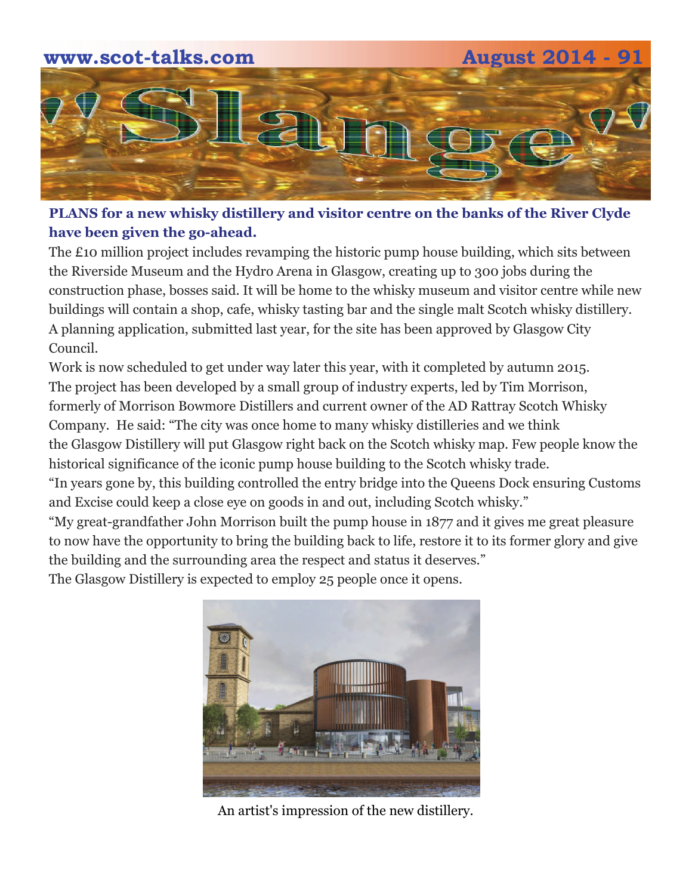# "Slange"

**PLANS for a new whisky distillery and visitor centre on the banks of the River Clyde have been given the go-ahead.**

The £10 million project includes revamping the historic pump house building, which sits between the Riverside Museum and the Hydro Arena in Glasgow, creating up to 300 jobs during the construction phase, bosses said. It will be home to the whisky museum and visitor centre while new buildings will contain a shop, cafe, whisky tasting bar and the single malt Scotch whisky distillery.

A planning application, submitted last year, for the site has been approved by Glasgow City Council.

Work is now scheduled to get under way later this year, with it completed by autumn 2015.

The project has been developed by a small group of industry experts, led by Tim Morrison, formerly of Morrison Bowmore Distillers and current owner of the AD Rattray Scotch Whisky Company. He said: "The city was once home to many whisky distilleries and we think the Glasgow Distillery will put Glasgow right back on the Scotch whisky map. Few people know the historical significance of the iconic pump house building to the Scotch whisky trade.

"In years gone by, this building controlled the entry bridge into the Queens Dock ensuring Customs and Excise could keep a close eye on goods in and out, including Scotch whisky."

"My great-grandfather John Morrison built the pump house in 1877 and it gives me great pleasure to now have the opportunity to bring the building back to life, restore it to its former glory and give the building and the surrounding area the respect and status it deserves."

The Glasgow Distillery is expected to employ 25 people once it opens.

An artist's impression of the new distillery.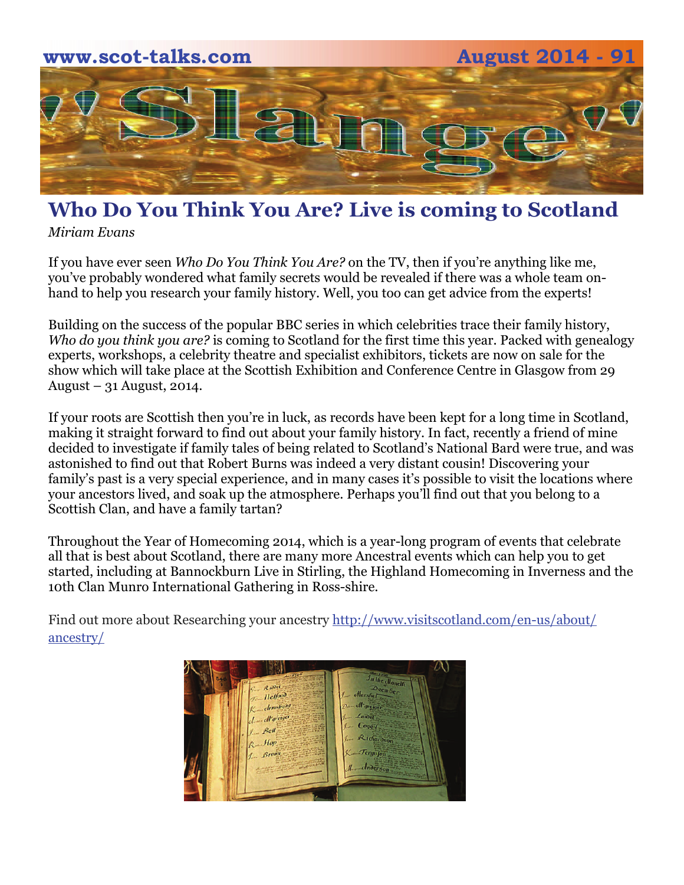# Who Do You Think You Are? Live is coming to Scotland

*Miriam Evans*

If you have ever seen *Who Do You Think You Are?* on the TV, then if you're anything like me, you've probably wondered what family secrets would be revealed if there was a whole team on-hand to help you research your family history. Well, you too can get advice from the experts!

Building on the success of the popular BBC series in which celebrities trace their family history, *Who do you think you are?* is coming to Scotland for the first time this year. Packed with genealogy experts, workshops, a celebrity theatre and specialist exhibitors, tickets are now on sale for the show which will take place at the Scottish Exhibition and Conference Centre in Glasgow from 29 August – 31 August, 2014.

If your roots are Scottish then you're in luck, as records have been kept for a long time in Scotland, making it straight forward to find out about your family history. In fact, recently a friend of mine decided to investigate if family tales of being related to Scotland's National Bard were true, and was astonished to find out that Robert Burns was indeed a very distant cousin! Discovering your family's past is a very special experience, and in many cases it's possible to visit the locations where your ancestors lived, and soak up the atmosphere. Perhaps you'll find out that you belong to a Scottish Clan, and have a family tartan?

Throughout the Year of Homecoming 2014, which is a year-long program of events that celebrate all that is best about Scotland, there are many more Ancestral events which can help you to get started, including at Bannockburn Live in Stirling, the Highland Homecoming in Inverness and the 10th Clan Munro International Gathering in Ross-shire.

Find out more about Researching your ancestry [http://www.visitscotland.com/en-us/about/ancestry/](http://www.visitscotland.com/en-us/about/ancestry/)